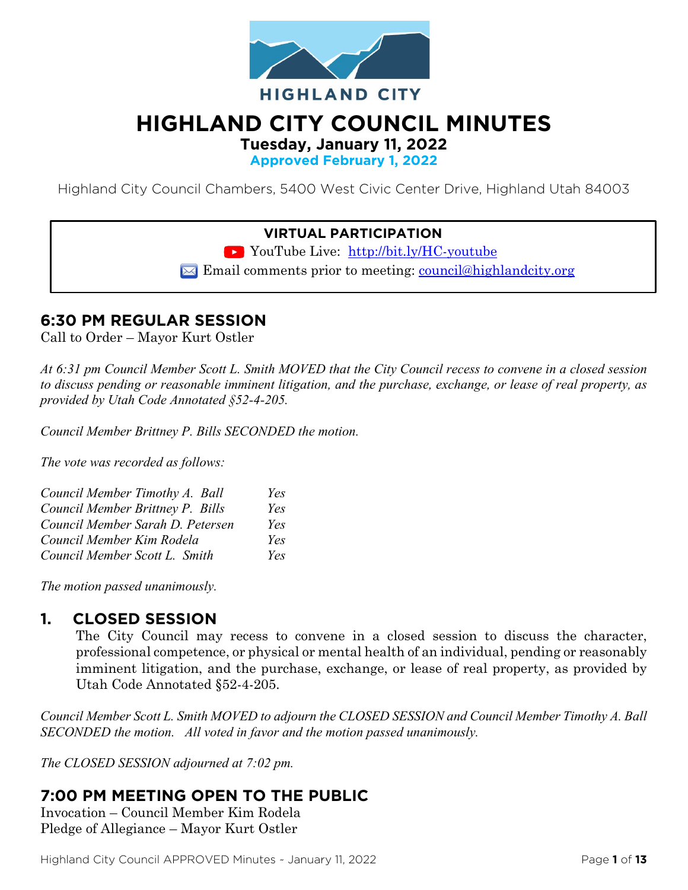HIGHLAND CITY

# HIGHLAND CITY COUNCIL MINUTES

**Tuesday, January 11, 2022**

**Approved February 1, 2022**

Highland City Council Chambers, 5400 West Civic Center Drive, Highland Utah 84003

**VIRTUAL PARTICIPATION**

YouTube Live: http://bit.ly/HC-youtube

Email comments prior to meeting: council@highlandcity.org

## 6:30 PM REGULAR SESSION

Call to Order – Mayor Kurt Ostler

*At 6:31 pm Council Member Scott L. Smith MOVED that the City Council recess to convene in a closed session to discuss pending or reasonable imminent litigation, and the purchase, exchange, or lease of real property, as provided by Utah Code Annotated §52-4-205.*

*Council Member Brittney P. Bills SECONDED the motion.*

*The vote was recorded as follows:*

| | |
|---|---|
| *Council Member Timothy A. Ball* | *Yes* |
| *Council Member Brittney P. Bills* | *Yes* |
| *Council Member Sarah D. Petersen* | *Yes* |
| *Council Member Kim Rodela* | *Yes* |
| *Council Member Scott L. Smith* | *Yes* |

*The motion passed unanimously.*

## 1. CLOSED SESSION

The City Council may recess to convene in a closed session to discuss the character, professional competence, or physical or mental health of an individual, pending or reasonably imminent litigation, and the purchase, exchange, or lease of real property, as provided by Utah Code Annotated §52-4-205.

*Council Member Scott L. Smith MOVED to adjourn the CLOSED SESSION and Council Member Timothy A. Ball SECONDED the motion. All voted in favor and the motion passed unanimously.*

*The CLOSED SESSION adjourned at 7:02 pm.*

## 7:00 PM MEETING OPEN TO THE PUBLIC

Invocation – Council Member Kim Rodela

Pledge of Allegiance – Mayor Kurt Ostler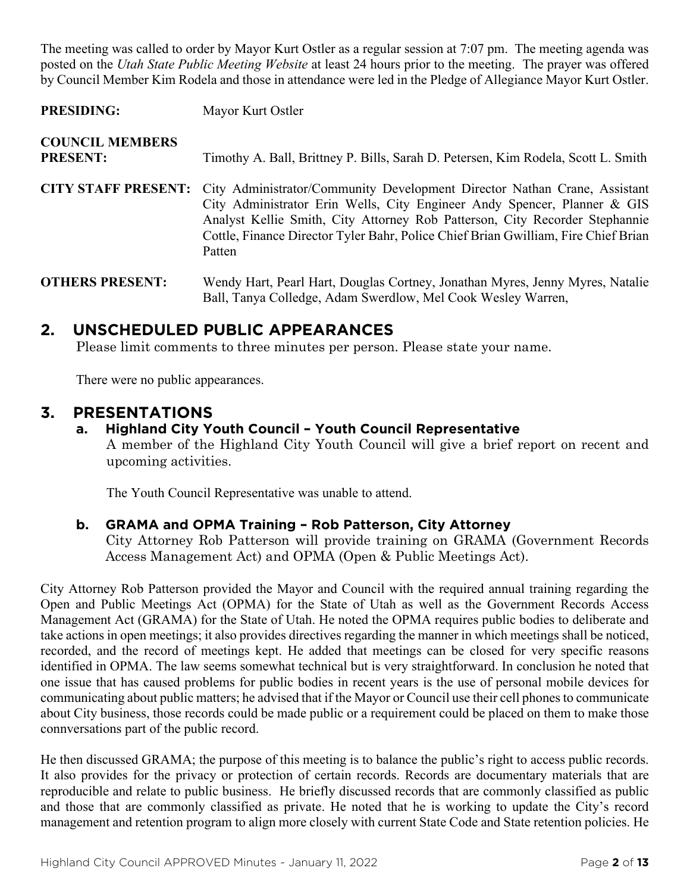The meeting was called to order by Mayor Kurt Ostler as a regular session at 7:07 pm. The meeting agenda was posted on the *Utah State Public Meeting Website* at least 24 hours prior to the meeting. The prayer was offered by Council Member Kim Rodela and those in attendance were led in the Pledge of Allegiance Mayor Kurt Ostler.

**PRESIDING:** Mayor Kurt Ostler

**COUNCIL MEMBERS PRESENT:** Timothy A. Ball, Brittney P. Bills, Sarah D. Petersen, Kim Rodela, Scott L. Smith

**CITY STAFF PRESENT:** City Administrator/Community Development Director Nathan Crane, Assistant City Administrator Erin Wells, City Engineer Andy Spencer, Planner & GIS Analyst Kellie Smith, City Attorney Rob Patterson, City Recorder Stephannie Cottle, Finance Director Tyler Bahr, Police Chief Brian Gwilliam, Fire Chief Brian Patten

**OTHERS PRESENT:** Wendy Hart, Pearl Hart, Douglas Cortney, Jonathan Myres, Jenny Myres, Natalie Ball, Tanya Colledge, Adam Swerdlow, Mel Cook Wesley Warren,

## 2. UNSCHEDULED PUBLIC APPEARANCES

Please limit comments to three minutes per person. Please state your name.

There were no public appearances.

## 3. PRESENTATIONS

### a. Highland City Youth Council – Youth Council Representative

A member of the Highland City Youth Council will give a brief report on recent and upcoming activities.

The Youth Council Representative was unable to attend.

### b. GRAMA and OPMA Training – Rob Patterson, City Attorney

City Attorney Rob Patterson will provide training on GRAMA (Government Records Access Management Act) and OPMA (Open & Public Meetings Act).

City Attorney Rob Patterson provided the Mayor and Council with the required annual training regarding the Open and Public Meetings Act (OPMA) for the State of Utah as well as the Government Records Access Management Act (GRAMA) for the State of Utah. He noted the OPMA requires public bodies to deliberate and take actions in open meetings; it also provides directives regarding the manner in which meetings shall be noticed, recorded, and the record of meetings kept. He added that meetings can be closed for very specific reasons identified in OPMA. The law seems somewhat technical but is very straightforward. In conclusion he noted that one issue that has caused problems for public bodies in recent years is the use of personal mobile devices for communicating about public matters; he advised that if the Mayor or Council use their cell phones to communicate about City business, those records could be made public or a requirement could be placed on them to make those connversations part of the public record.

He then discussed GRAMA; the purpose of this meeting is to balance the public's right to access public records. It also provides for the privacy or protection of certain records. Records are documentary materials that are reproducible and relate to public business. He briefly discussed records that are commonly classified as public and those that are commonly classified as private. He noted that he is working to update the City's record management and retention program to align more closely with current State Code and State retention policies. He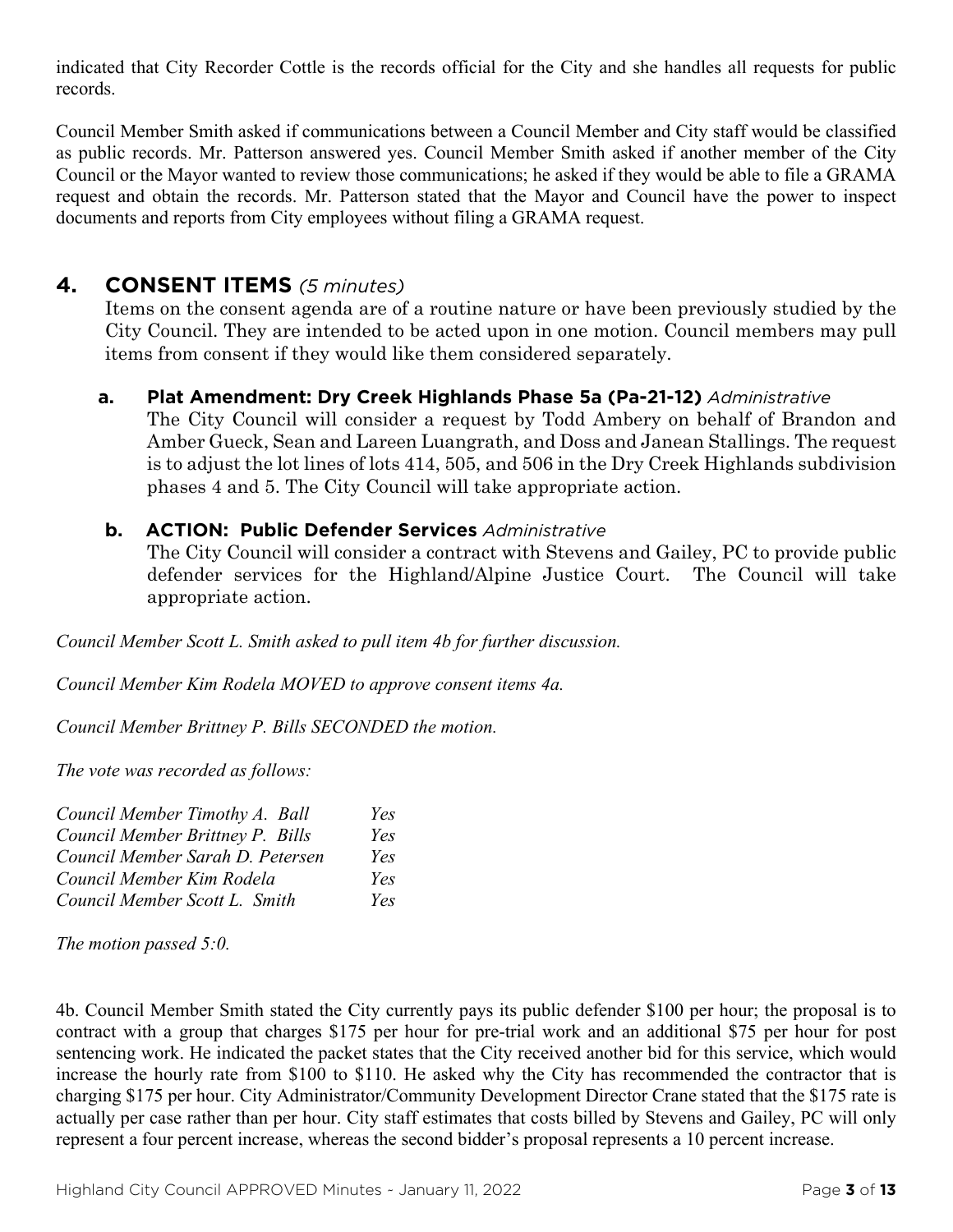indicated that City Recorder Cottle is the records official for the City and she handles all requests for public records.

Council Member Smith asked if communications between a Council Member and City staff would be classified as public records. Mr. Patterson answered yes. Council Member Smith asked if another member of the City Council or the Mayor wanted to review those communications; he asked if they would be able to file a GRAMA request and obtain the records. Mr. Patterson stated that the Mayor and Council have the power to inspect documents and reports from City employees without filing a GRAMA request.

## 4. CONSENT ITEMS *(5 minutes)*

Items on the consent agenda are of a routine nature or have been previously studied by the City Council. They are intended to be acted upon in one motion. Council members may pull items from consent if they would like them considered separately.

**a. Plat Amendment: Dry Creek Highlands Phase 5a (Pa-21-12)** *Administrative*
The City Council will consider a request by Todd Ambery on behalf of Brandon and Amber Gueck, Sean and Lareen Luangrath, and Doss and Janean Stallings. The request is to adjust the lot lines of lots 414, 505, and 506 in the Dry Creek Highlands subdivision phases 4 and 5. The City Council will take appropriate action.

**b. ACTION: Public Defender Services** *Administrative*
The City Council will consider a contract with Stevens and Gailey, PC to provide public defender services for the Highland/Alpine Justice Court. The Council will take appropriate action.

*Council Member Scott L. Smith asked to pull item 4b for further discussion.*

*Council Member Kim Rodela MOVED to approve consent items 4a.*

*Council Member Brittney P. Bills SECONDED the motion.*

*The vote was recorded as follows:*

| | |
|---|---|
| *Council Member Timothy A. Ball* | *Yes* |
| *Council Member Brittney P. Bills* | *Yes* |
| *Council Member Sarah D. Petersen* | *Yes* |
| *Council Member Kim Rodela* | *Yes* |
| *Council Member Scott L. Smith* | *Yes* |

*The motion passed 5:0.*

4b. Council Member Smith stated the City currently pays its public defender $100 per hour; the proposal is to contract with a group that charges $175 per hour for pre-trial work and an additional $75 per hour for post sentencing work. He indicated the packet states that the City received another bid for this service, which would increase the hourly rate from $100 to $110. He asked why the City has recommended the contractor that is charging $175 per hour. City Administrator/Community Development Director Crane stated that the $175 rate is actually per case rather than per hour. City staff estimates that costs billed by Stevens and Gailey, PC will only represent a four percent increase, whereas the second bidder's proposal represents a 10 percent increase.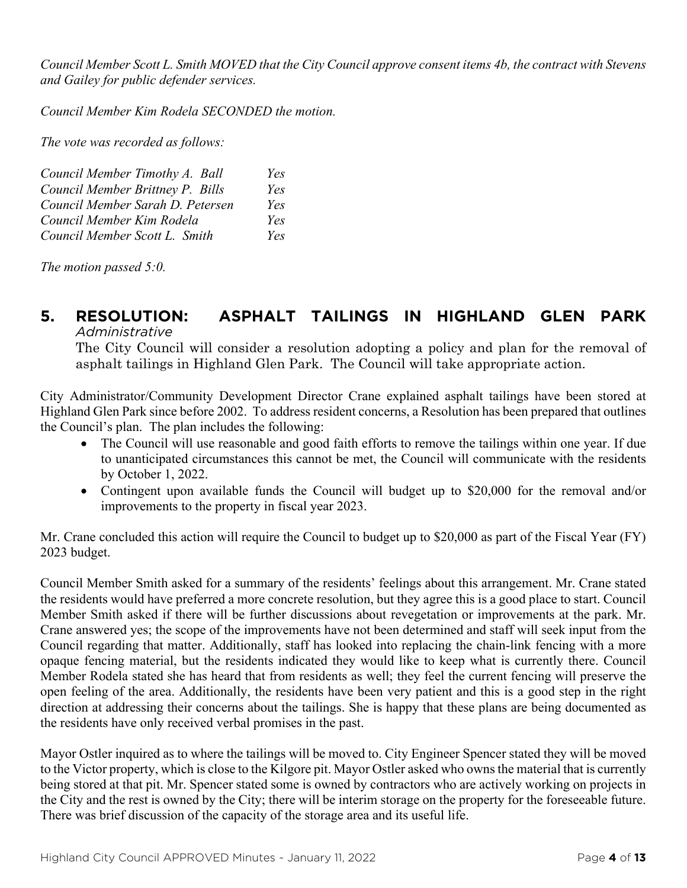*Council Member Scott L. Smith MOVED that the City Council approve consent items 4b, the contract with Stevens and Gailey for public defender services.*

*Council Member Kim Rodela SECONDED the motion.*

*The vote was recorded as follows:*

| | |
|---|---|
| *Council Member Timothy A. Ball* | *Yes* |
| *Council Member Brittney P. Bills* | *Yes* |
| *Council Member Sarah D. Petersen* | *Yes* |
| *Council Member Kim Rodela* | *Yes* |
| *Council Member Scott L. Smith* | *Yes* |

*The motion passed 5:0.*

## 5. RESOLUTION: ASPHALT TAILINGS IN HIGHLAND GLEN PARK

*Administrative*

The City Council will consider a resolution adopting a policy and plan for the removal of asphalt tailings in Highland Glen Park. The Council will take appropriate action.

City Administrator/Community Development Director Crane explained asphalt tailings have been stored at Highland Glen Park since before 2002. To address resident concerns, a Resolution has been prepared that outlines the Council's plan. The plan includes the following:

- The Council will use reasonable and good faith efforts to remove the tailings within one year. If due to unanticipated circumstances this cannot be met, the Council will communicate with the residents by October 1, 2022.
- Contingent upon available funds the Council will budget up to $20,000 for the removal and/or improvements to the property in fiscal year 2023.

Mr. Crane concluded this action will require the Council to budget up to $20,000 as part of the Fiscal Year (FY) 2023 budget.

Council Member Smith asked for a summary of the residents' feelings about this arrangement. Mr. Crane stated the residents would have preferred a more concrete resolution, but they agree this is a good place to start. Council Member Smith asked if there will be further discussions about revegetation or improvements at the park. Mr. Crane answered yes; the scope of the improvements have not been determined and staff will seek input from the Council regarding that matter. Additionally, staff has looked into replacing the chain-link fencing with a more opaque fencing material, but the residents indicated they would like to keep what is currently there. Council Member Rodela stated she has heard that from residents as well; they feel the current fencing will preserve the open feeling of the area. Additionally, the residents have been very patient and this is a good step in the right direction at addressing their concerns about the tailings. She is happy that these plans are being documented as the residents have only received verbal promises in the past.

Mayor Ostler inquired as to where the tailings will be moved to. City Engineer Spencer stated they will be moved to the Victor property, which is close to the Kilgore pit. Mayor Ostler asked who owns the material that is currently being stored at that pit. Mr. Spencer stated some is owned by contractors who are actively working on projects in the City and the rest is owned by the City; there will be interim storage on the property for the foreseeable future. There was brief discussion of the capacity of the storage area and its useful life.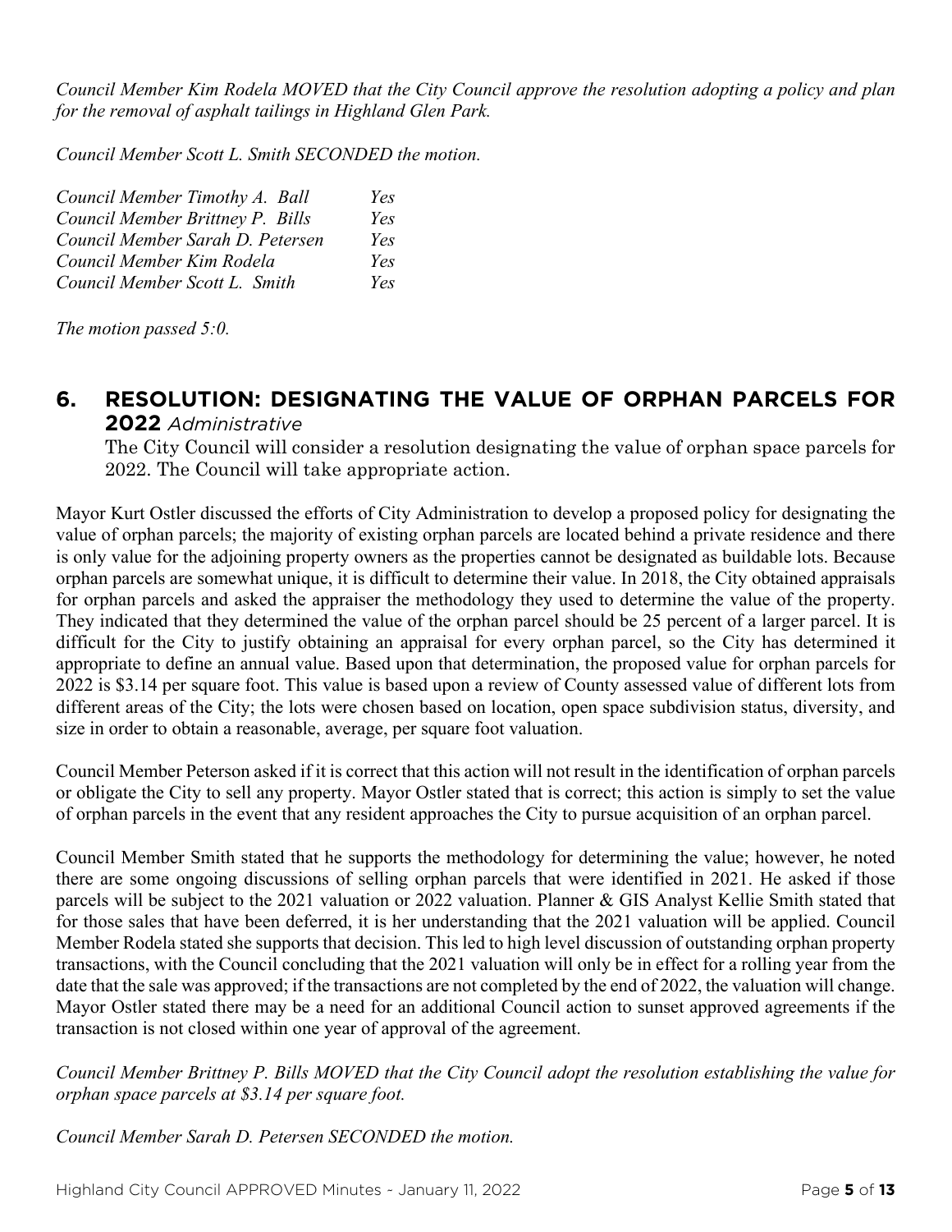*Council Member Kim Rodela MOVED that the City Council approve the resolution adopting a policy and plan for the removal of asphalt tailings in Highland Glen Park.*

*Council Member Scott L. Smith SECONDED the motion.*

| | |
|---|---|
| *Council Member Timothy A. Ball* | *Yes* |
| *Council Member Brittney P. Bills* | *Yes* |
| *Council Member Sarah D. Petersen* | *Yes* |
| *Council Member Kim Rodela* | *Yes* |
| *Council Member Scott L. Smith* | *Yes* |

*The motion passed 5:0.*

## 6. RESOLUTION: DESIGNATING THE VALUE OF ORPHAN PARCELS FOR 2022 *Administrative*

The City Council will consider a resolution designating the value of orphan space parcels for 2022. The Council will take appropriate action.

Mayor Kurt Ostler discussed the efforts of City Administration to develop a proposed policy for designating the value of orphan parcels; the majority of existing orphan parcels are located behind a private residence and there is only value for the adjoining property owners as the properties cannot be designated as buildable lots. Because orphan parcels are somewhat unique, it is difficult to determine their value. In 2018, the City obtained appraisals for orphan parcels and asked the appraiser the methodology they used to determine the value of the property. They indicated that they determined the value of the orphan parcel should be 25 percent of a larger parcel. It is difficult for the City to justify obtaining an appraisal for every orphan parcel, so the City has determined it appropriate to define an annual value. Based upon that determination, the proposed value for orphan parcels for 2022 is $3.14 per square foot. This value is based upon a review of County assessed value of different lots from different areas of the City; the lots were chosen based on location, open space subdivision status, diversity, and size in order to obtain a reasonable, average, per square foot valuation.

Council Member Peterson asked if it is correct that this action will not result in the identification of orphan parcels or obligate the City to sell any property. Mayor Ostler stated that is correct; this action is simply to set the value of orphan parcels in the event that any resident approaches the City to pursue acquisition of an orphan parcel.

Council Member Smith stated that he supports the methodology for determining the value; however, he noted there are some ongoing discussions of selling orphan parcels that were identified in 2021. He asked if those parcels will be subject to the 2021 valuation or 2022 valuation. Planner & GIS Analyst Kellie Smith stated that for those sales that have been deferred, it is her understanding that the 2021 valuation will be applied. Council Member Rodela stated she supports that decision. This led to high level discussion of outstanding orphan property transactions, with the Council concluding that the 2021 valuation will only be in effect for a rolling year from the date that the sale was approved; if the transactions are not completed by the end of 2022, the valuation will change. Mayor Ostler stated there may be a need for an additional Council action to sunset approved agreements if the transaction is not closed within one year of approval of the agreement.

*Council Member Brittney P. Bills MOVED that the City Council adopt the resolution establishing the value for orphan space parcels at $3.14 per square foot.*

*Council Member Sarah D. Petersen SECONDED the motion.*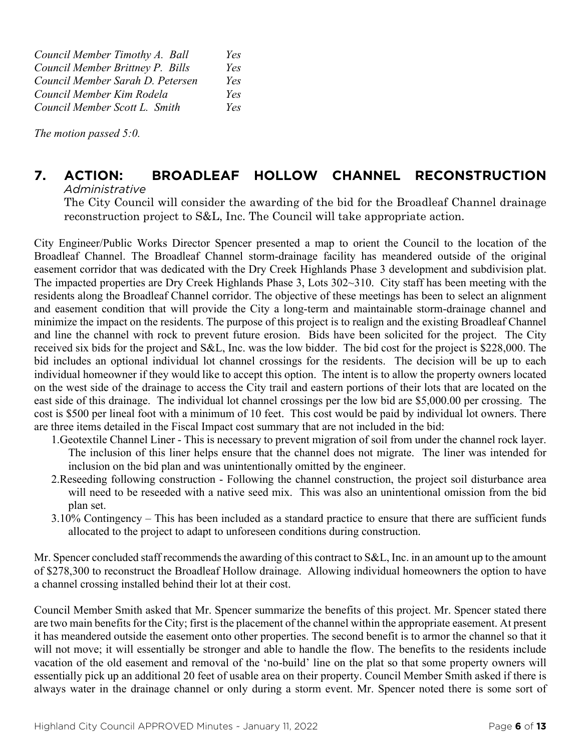*Council Member Timothy A. Ball Yes*
*Council Member Brittney P. Bills Yes*
*Council Member Sarah D. Petersen Yes*
*Council Member Kim Rodela Yes*
*Council Member Scott L. Smith Yes*

*The motion passed 5:0.*

## 7. ACTION: BROADLEAF HOLLOW CHANNEL RECONSTRUCTION

*Administrative*

The City Council will consider the awarding of the bid for the Broadleaf Channel drainage reconstruction project to S&L, Inc. The Council will take appropriate action.

City Engineer/Public Works Director Spencer presented a map to orient the Council to the location of the Broadleaf Channel. The Broadleaf Channel storm-drainage facility has meandered outside of the original easement corridor that was dedicated with the Dry Creek Highlands Phase 3 development and subdivision plat. The impacted properties are Dry Creek Highlands Phase 3, Lots 302~310. City staff has been meeting with the residents along the Broadleaf Channel corridor. The objective of these meetings has been to select an alignment and easement condition that will provide the City a long-term and maintainable storm-drainage channel and minimize the impact on the residents. The purpose of this project is to realign and the existing Broadleaf Channel and line the channel with rock to prevent future erosion. Bids have been solicited for the project. The City received six bids for the project and S&L, Inc. was the low bidder. The bid cost for the project is $228,000. The bid includes an optional individual lot channel crossings for the residents. The decision will be up to each individual homeowner if they would like to accept this option. The intent is to allow the property owners located on the west side of the drainage to access the City trail and eastern portions of their lots that are located on the east side of this drainage. The individual lot channel crossings per the low bid are $5,000.00 per crossing. The cost is $500 per lineal foot with a minimum of 10 feet. This cost would be paid by individual lot owners. There are three items detailed in the Fiscal Impact cost summary that are not included in the bid:

1. Geotextile Channel Liner - This is necessary to prevent migration of soil from under the channel rock layer. The inclusion of this liner helps ensure that the channel does not migrate. The liner was intended for inclusion on the bid plan and was unintentionally omitted by the engineer.
2. Reseeding following construction - Following the channel construction, the project soil disturbance area will need to be reseeded with a native seed mix. This was also an unintentional omission from the bid plan set.
3. 10% Contingency – This has been included as a standard practice to ensure that there are sufficient funds allocated to the project to adapt to unforeseen conditions during construction.

Mr. Spencer concluded staff recommends the awarding of this contract to S&L, Inc. in an amount up to the amount of $278,300 to reconstruct the Broadleaf Hollow drainage. Allowing individual homeowners the option to have a channel crossing installed behind their lot at their cost.

Council Member Smith asked that Mr. Spencer summarize the benefits of this project. Mr. Spencer stated there are two main benefits for the City; first is the placement of the channel within the appropriate easement. At present it has meandered outside the easement onto other properties. The second benefit is to armor the channel so that it will not move; it will essentially be stronger and able to handle the flow. The benefits to the residents include vacation of the old easement and removal of the 'no-build' line on the plat so that some property owners will essentially pick up an additional 20 feet of usable area on their property. Council Member Smith asked if there is always water in the drainage channel or only during a storm event. Mr. Spencer noted there is some sort of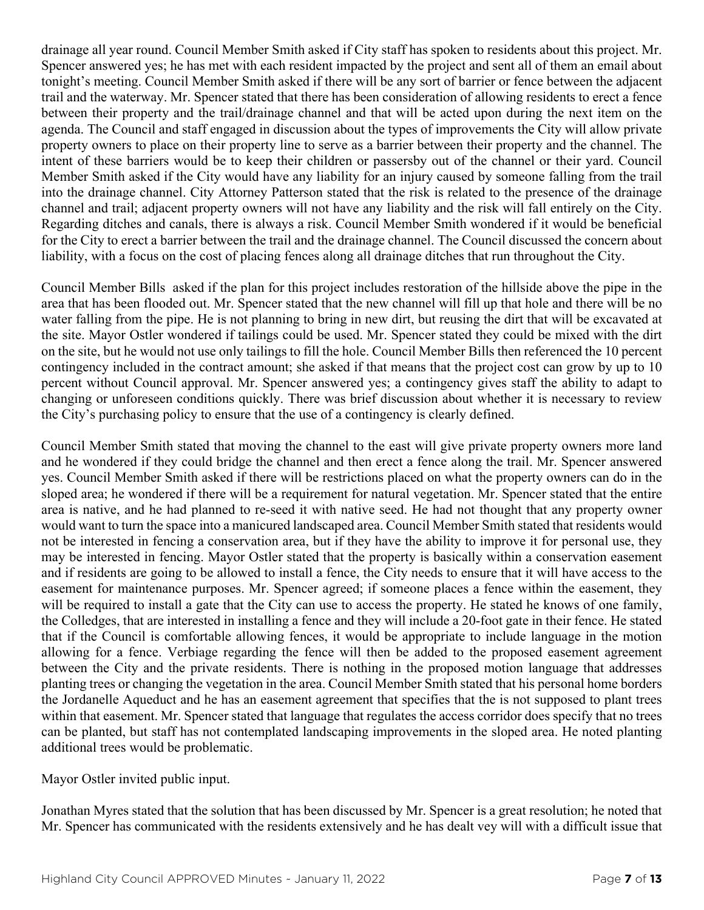drainage all year round. Council Member Smith asked if City staff has spoken to residents about this project. Mr. Spencer answered yes; he has met with each resident impacted by the project and sent all of them an email about tonight's meeting. Council Member Smith asked if there will be any sort of barrier or fence between the adjacent trail and the waterway. Mr. Spencer stated that there has been consideration of allowing residents to erect a fence between their property and the trail/drainage channel and that will be acted upon during the next item on the agenda. The Council and staff engaged in discussion about the types of improvements the City will allow private property owners to place on their property line to serve as a barrier between their property and the channel. The intent of these barriers would be to keep their children or passersby out of the channel or their yard. Council Member Smith asked if the City would have any liability for an injury caused by someone falling from the trail into the drainage channel. City Attorney Patterson stated that the risk is related to the presence of the drainage channel and trail; adjacent property owners will not have any liability and the risk will fall entirely on the City. Regarding ditches and canals, there is always a risk. Council Member Smith wondered if it would be beneficial for the City to erect a barrier between the trail and the drainage channel. The Council discussed the concern about liability, with a focus on the cost of placing fences along all drainage ditches that run throughout the City.

Council Member Bills asked if the plan for this project includes restoration of the hillside above the pipe in the area that has been flooded out. Mr. Spencer stated that the new channel will fill up that hole and there will be no water falling from the pipe. He is not planning to bring in new dirt, but reusing the dirt that will be excavated at the site. Mayor Ostler wondered if tailings could be used. Mr. Spencer stated they could be mixed with the dirt on the site, but he would not use only tailings to fill the hole. Council Member Bills then referenced the 10 percent contingency included in the contract amount; she asked if that means that the project cost can grow by up to 10 percent without Council approval. Mr. Spencer answered yes; a contingency gives staff the ability to adapt to changing or unforeseen conditions quickly. There was brief discussion about whether it is necessary to review the City's purchasing policy to ensure that the use of a contingency is clearly defined.

Council Member Smith stated that moving the channel to the east will give private property owners more land and he wondered if they could bridge the channel and then erect a fence along the trail. Mr. Spencer answered yes. Council Member Smith asked if there will be restrictions placed on what the property owners can do in the sloped area; he wondered if there will be a requirement for natural vegetation. Mr. Spencer stated that the entire area is native, and he had planned to re-seed it with native seed. He had not thought that any property owner would want to turn the space into a manicured landscaped area. Council Member Smith stated that residents would not be interested in fencing a conservation area, but if they have the ability to improve it for personal use, they may be interested in fencing. Mayor Ostler stated that the property is basically within a conservation easement and if residents are going to be allowed to install a fence, the City needs to ensure that it will have access to the easement for maintenance purposes. Mr. Spencer agreed; if someone places a fence within the easement, they will be required to install a gate that the City can use to access the property. He stated he knows of one family, the Colledges, that are interested in installing a fence and they will include a 20-foot gate in their fence. He stated that if the Council is comfortable allowing fences, it would be appropriate to include language in the motion allowing for a fence. Verbiage regarding the fence will then be added to the proposed easement agreement between the City and the private residents. There is nothing in the proposed motion language that addresses planting trees or changing the vegetation in the area. Council Member Smith stated that his personal home borders the Jordanelle Aqueduct and he has an easement agreement that specifies that the is not supposed to plant trees within that easement. Mr. Spencer stated that language that regulates the access corridor does specify that no trees can be planted, but staff has not contemplated landscaping improvements in the sloped area. He noted planting additional trees would be problematic.

Mayor Ostler invited public input.

Jonathan Myres stated that the solution that has been discussed by Mr. Spencer is a great resolution; he noted that Mr. Spencer has communicated with the residents extensively and he has dealt vey will with a difficult issue that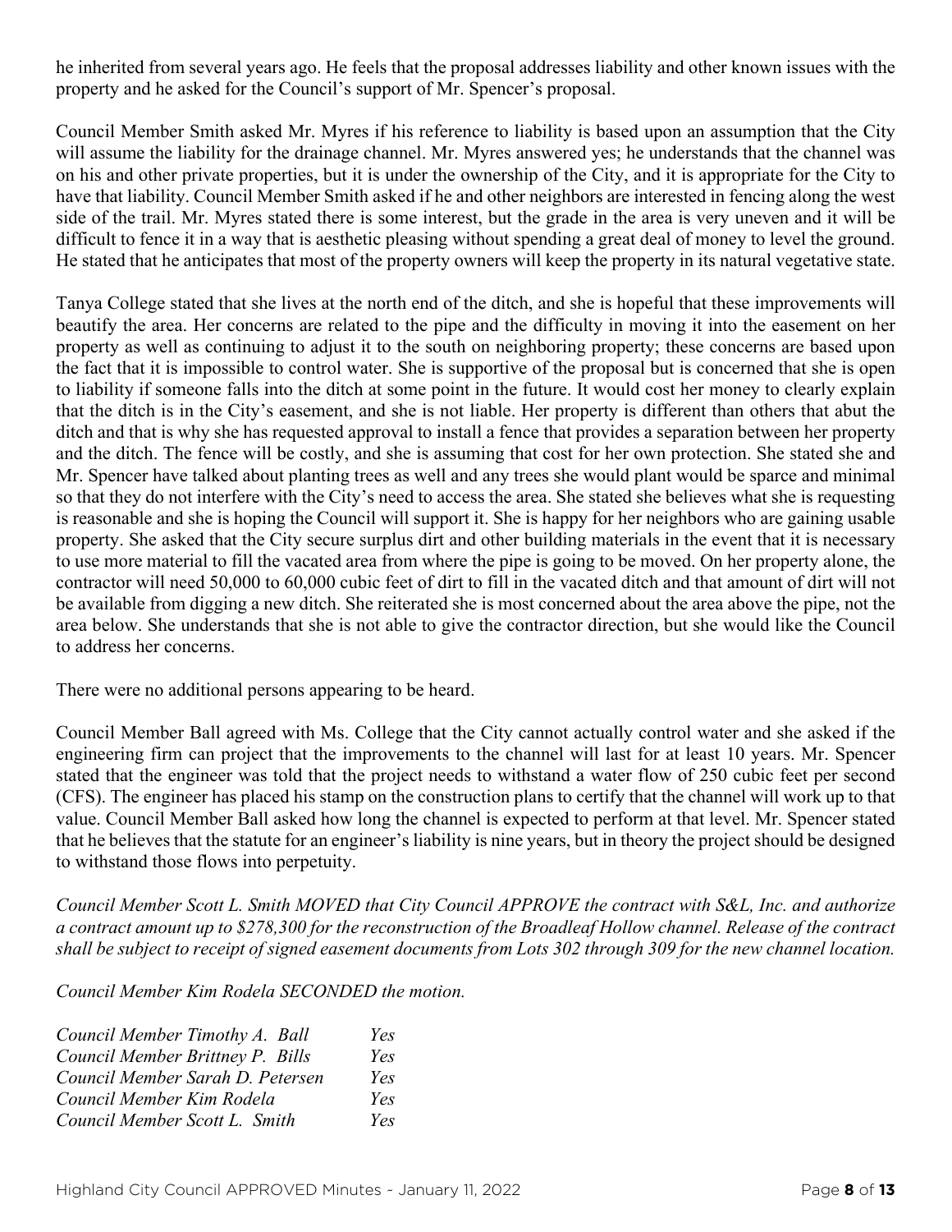he inherited from several years ago. He feels that the proposal addresses liability and other known issues with the property and he asked for the Council's support of Mr. Spencer's proposal.

Council Member Smith asked Mr. Myres if his reference to liability is based upon an assumption that the City will assume the liability for the drainage channel. Mr. Myres answered yes; he understands that the channel was on his and other private properties, but it is under the ownership of the City, and it is appropriate for the City to have that liability. Council Member Smith asked if he and other neighbors are interested in fencing along the west side of the trail. Mr. Myres stated there is some interest, but the grade in the area is very uneven and it will be difficult to fence it in a way that is aesthetic pleasing without spending a great deal of money to level the ground. He stated that he anticipates that most of the property owners will keep the property in its natural vegetative state.

Tanya College stated that she lives at the north end of the ditch, and she is hopeful that these improvements will beautify the area. Her concerns are related to the pipe and the difficulty in moving it into the easement on her property as well as continuing to adjust it to the south on neighboring property; these concerns are based upon the fact that it is impossible to control water. She is supportive of the proposal but is concerned that she is open to liability if someone falls into the ditch at some point in the future. It would cost her money to clearly explain that the ditch is in the City's easement, and she is not liable. Her property is different than others that abut the ditch and that is why she has requested approval to install a fence that provides a separation between her property and the ditch. The fence will be costly, and she is assuming that cost for her own protection. She stated she and Mr. Spencer have talked about planting trees as well and any trees she would plant would be sparse and minimal so that they do not interfere with the City's need to access the area. She stated she believes what she is requesting is reasonable and she is hoping the Council will support it. She is happy for her neighbors who are gaining usable property. She asked that the City secure surplus dirt and other building materials in the event that it is necessary to use more material to fill the vacated area from where the pipe is going to be moved. On her property alone, the contractor will need 50,000 to 60,000 cubic feet of dirt to fill in the vacated ditch and that amount of dirt will not be available from digging a new ditch. She reiterated she is most concerned about the area above the pipe, not the area below. She understands that she is not able to give the contractor direction, but she would like the Council to address her concerns.

There were no additional persons appearing to be heard.

Council Member Ball agreed with Ms. College that the City cannot actually control water and she asked if the engineering firm can project that the improvements to the channel will last for at least 10 years. Mr. Spencer stated that the engineer was told that the project needs to withstand a water flow of 250 cubic feet per second (CFS). The engineer has placed his stamp on the construction plans to certify that the channel will work up to that value. Council Member Ball asked how long the channel is expected to perform at that level. Mr. Spencer stated that he believes that the statute for an engineer's liability is nine years, but in theory the project should be designed to withstand those flows into perpetuity.

*Council Member Scott L. Smith MOVED that City Council APPROVE the contract with S&L, Inc. and authorize a contract amount up to $278,300 for the reconstruction of the Broadleaf Hollow channel. Release of the contract shall be subject to receipt of signed easement documents from Lots 302 through 309 for the new channel location.*

*Council Member Kim Rodela SECONDED the motion.*

| | |
|---|---|
| *Council Member Timothy A. Ball* | *Yes* |
| *Council Member Brittney P. Bills* | *Yes* |
| *Council Member Sarah D. Petersen* | *Yes* |
| *Council Member Kim Rodela* | *Yes* |
| *Council Member Scott L. Smith* | *Yes* |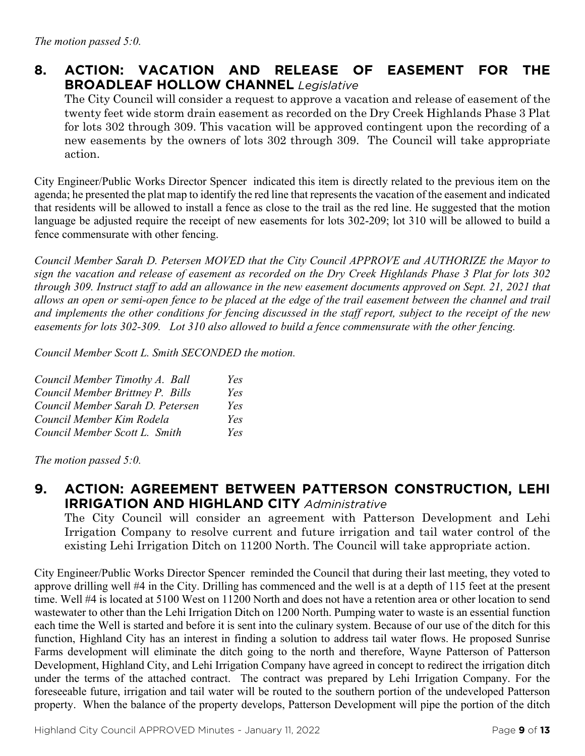*The motion passed 5:0.*

## 8. ACTION: VACATION AND RELEASE OF EASEMENT FOR THE BROADLEAF HOLLOW CHANNEL *Legislative*

The City Council will consider a request to approve a vacation and release of easement of the twenty feet wide storm drain easement as recorded on the Dry Creek Highlands Phase 3 Plat for lots 302 through 309. This vacation will be approved contingent upon the recording of a new easements by the owners of lots 302 through 309. The Council will take appropriate action.

City Engineer/Public Works Director Spencer indicated this item is directly related to the previous item on the agenda; he presented the plat map to identify the red line that represents the vacation of the easement and indicated that residents will be allowed to install a fence as close to the trail as the red line. He suggested that the motion language be adjusted require the receipt of new easements for lots 302-209; lot 310 will be allowed to build a fence commensurate with other fencing.

*Council Member Sarah D. Petersen MOVED that the City Council APPROVE and AUTHORIZE the Mayor to sign the vacation and release of easement as recorded on the Dry Creek Highlands Phase 3 Plat for lots 302 through 309. Instruct staff to add an allowance in the new easement documents approved on Sept. 21, 2021 that allows an open or semi-open fence to be placed at the edge of the trail easement between the channel and trail and implements the other conditions for fencing discussed in the staff report, subject to the receipt of the new easements for lots 302-309. Lot 310 also allowed to build a fence commensurate with the other fencing.*

*Council Member Scott L. Smith SECONDED the motion.*

*Council Member Timothy A. Ball Yes*
*Council Member Brittney P. Bills Yes*
*Council Member Sarah D. Petersen Yes*
*Council Member Kim Rodela Yes*
*Council Member Scott L. Smith Yes*

*The motion passed 5:0.*

## 9. ACTION: AGREEMENT BETWEEN PATTERSON CONSTRUCTION, LEHI IRRIGATION AND HIGHLAND CITY *Administrative*

The City Council will consider an agreement with Patterson Development and Lehi Irrigation Company to resolve current and future irrigation and tail water control of the existing Lehi Irrigation Ditch on 11200 North. The Council will take appropriate action.

City Engineer/Public Works Director Spencer reminded the Council that during their last meeting, they voted to approve drilling well #4 in the City. Drilling has commenced and the well is at a depth of 115 feet at the present time. Well #4 is located at 5100 West on 11200 North and does not have a retention area or other location to send wastewater to other than the Lehi Irrigation Ditch on 1200 North. Pumping water to waste is an essential function each time the Well is started and before it is sent into the culinary system. Because of our use of the ditch for this function, Highland City has an interest in finding a solution to address tail water flows. He proposed Sunrise Farms development will eliminate the ditch going to the north and therefore, Wayne Patterson of Patterson Development, Highland City, and Lehi Irrigation Company have agreed in concept to redirect the irrigation ditch under the terms of the attached contract. The contract was prepared by Lehi Irrigation Company. For the foreseeable future, irrigation and tail water will be routed to the southern portion of the undeveloped Patterson property. When the balance of the property develops, Patterson Development will pipe the portion of the ditch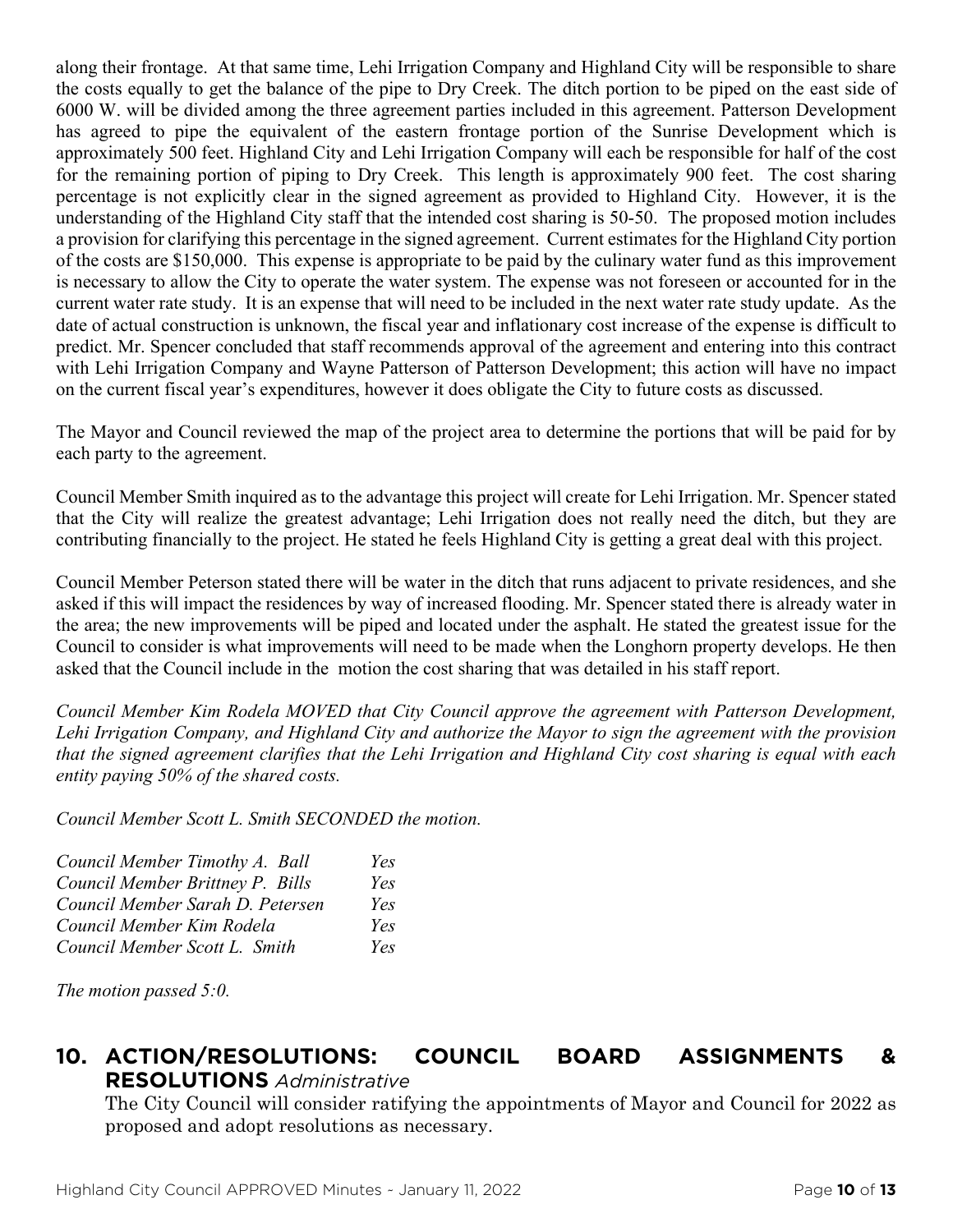along their frontage. At that same time, Lehi Irrigation Company and Highland City will be responsible to share the costs equally to get the balance of the pipe to Dry Creek. The ditch portion to be piped on the east side of 6000 W. will be divided among the three agreement parties included in this agreement. Patterson Development has agreed to pipe the equivalent of the eastern frontage portion of the Sunrise Development which is approximately 500 feet. Highland City and Lehi Irrigation Company will each be responsible for half of the cost for the remaining portion of piping to Dry Creek. This length is approximately 900 feet. The cost sharing percentage is not explicitly clear in the signed agreement as provided to Highland City. However, it is the understanding of the Highland City staff that the intended cost sharing is 50-50. The proposed motion includes a provision for clarifying this percentage in the signed agreement. Current estimates for the Highland City portion of the costs are $150,000. This expense is appropriate to be paid by the culinary water fund as this improvement is necessary to allow the City to operate the water system. The expense was not foreseen or accounted for in the current water rate study. It is an expense that will need to be included in the next water rate study update. As the date of actual construction is unknown, the fiscal year and inflationary cost increase of the expense is difficult to predict. Mr. Spencer concluded that staff recommends approval of the agreement and entering into this contract with Lehi Irrigation Company and Wayne Patterson of Patterson Development; this action will have no impact on the current fiscal year's expenditures, however it does obligate the City to future costs as discussed.

The Mayor and Council reviewed the map of the project area to determine the portions that will be paid for by each party to the agreement.

Council Member Smith inquired as to the advantage this project will create for Lehi Irrigation. Mr. Spencer stated that the City will realize the greatest advantage; Lehi Irrigation does not really need the ditch, but they are contributing financially to the project. He stated he feels Highland City is getting a great deal with this project.

Council Member Peterson stated there will be water in the ditch that runs adjacent to private residences, and she asked if this will impact the residences by way of increased flooding. Mr. Spencer stated there is already water in the area; the new improvements will be piped and located under the asphalt. He stated the greatest issue for the Council to consider is what improvements will need to be made when the Longhorn property develops. He then asked that the Council include in the motion the cost sharing that was detailed in his staff report.

*Council Member Kim Rodela MOVED that City Council approve the agreement with Patterson Development, Lehi Irrigation Company, and Highland City and authorize the Mayor to sign the agreement with the provision that the signed agreement clarifies that the Lehi Irrigation and Highland City cost sharing is equal with each entity paying 50% of the shared costs.*

*Council Member Scott L. Smith SECONDED the motion.*

*Council Member Timothy A. Ball Yes*
*Council Member Brittney P. Bills Yes*
*Council Member Sarah D. Petersen Yes*
*Council Member Kim Rodela Yes*
*Council Member Scott L. Smith Yes*

*The motion passed 5:0.*

## 10. ACTION/RESOLUTIONS: COUNCIL BOARD ASSIGNMENTS & RESOLUTIONS *Administrative*

The City Council will consider ratifying the appointments of Mayor and Council for 2022 as proposed and adopt resolutions as necessary.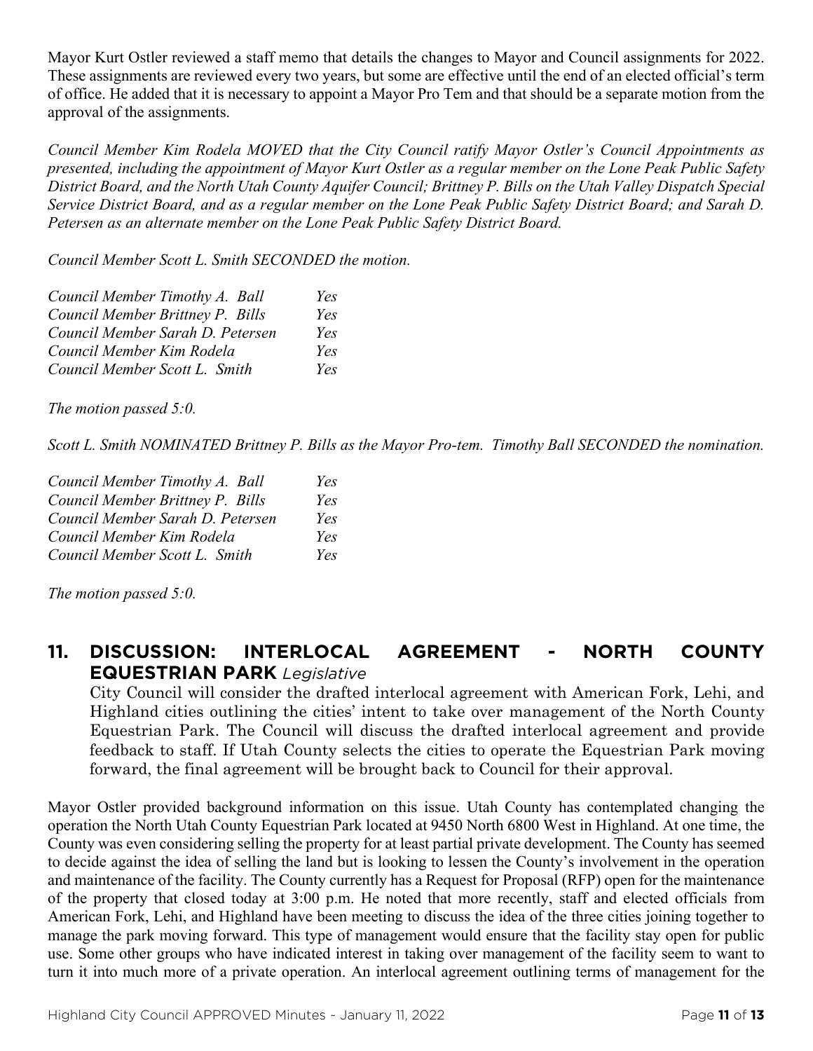Mayor Kurt Ostler reviewed a staff memo that details the changes to Mayor and Council assignments for 2022. These assignments are reviewed every two years, but some are effective until the end of an elected official's term of office. He added that it is necessary to appoint a Mayor Pro Tem and that should be a separate motion from the approval of the assignments.

*Council Member Kim Rodela MOVED that the City Council ratify Mayor Ostler's Council Appointments as presented, including the appointment of Mayor Kurt Ostler as a regular member on the Lone Peak Public Safety District Board, and the North Utah County Aquifer Council; Brittney P. Bills on the Utah Valley Dispatch Special Service District Board, and as a regular member on the Lone Peak Public Safety District Board; and Sarah D. Petersen as an alternate member on the Lone Peak Public Safety District Board.*

*Council Member Scott L. Smith SECONDED the motion.*

| | |
|---|---|
| *Council Member Timothy A. Ball* | *Yes* |
| *Council Member Brittney P. Bills* | *Yes* |
| *Council Member Sarah D. Petersen* | *Yes* |
| *Council Member Kim Rodela* | *Yes* |
| *Council Member Scott L. Smith* | *Yes* |

*The motion passed 5:0.*

*Scott L. Smith NOMINATED Brittney P. Bills as the Mayor Pro-tem. Timothy Ball SECONDED the nomination.*

| | |
|---|---|
| *Council Member Timothy A. Ball* | *Yes* |
| *Council Member Brittney P. Bills* | *Yes* |
| *Council Member Sarah D. Petersen* | *Yes* |
| *Council Member Kim Rodela* | *Yes* |
| *Council Member Scott L. Smith* | *Yes* |

*The motion passed 5:0.*

## 11. DISCUSSION: INTERLOCAL AGREEMENT - NORTH COUNTY EQUESTRIAN PARK *Legislative*

City Council will consider the drafted interlocal agreement with American Fork, Lehi, and Highland cities outlining the cities' intent to take over management of the North County Equestrian Park. The Council will discuss the drafted interlocal agreement and provide feedback to staff. If Utah County selects the cities to operate the Equestrian Park moving forward, the final agreement will be brought back to Council for their approval.

Mayor Ostler provided background information on this issue. Utah County has contemplated changing the operation the North Utah County Equestrian Park located at 9450 North 6800 West in Highland. At one time, the County was even considering selling the property for at least partial private development. The County has seemed to decide against the idea of selling the land but is looking to lessen the County's involvement in the operation and maintenance of the facility. The County currently has a Request for Proposal (RFP) open for the maintenance of the property that closed today at 3:00 p.m. He noted that more recently, staff and elected officials from American Fork, Lehi, and Highland have been meeting to discuss the idea of the three cities joining together to manage the park moving forward. This type of management would ensure that the facility stay open for public use. Some other groups who have indicated interest in taking over management of the facility seem to want to turn it into much more of a private operation. An interlocal agreement outlining terms of management for the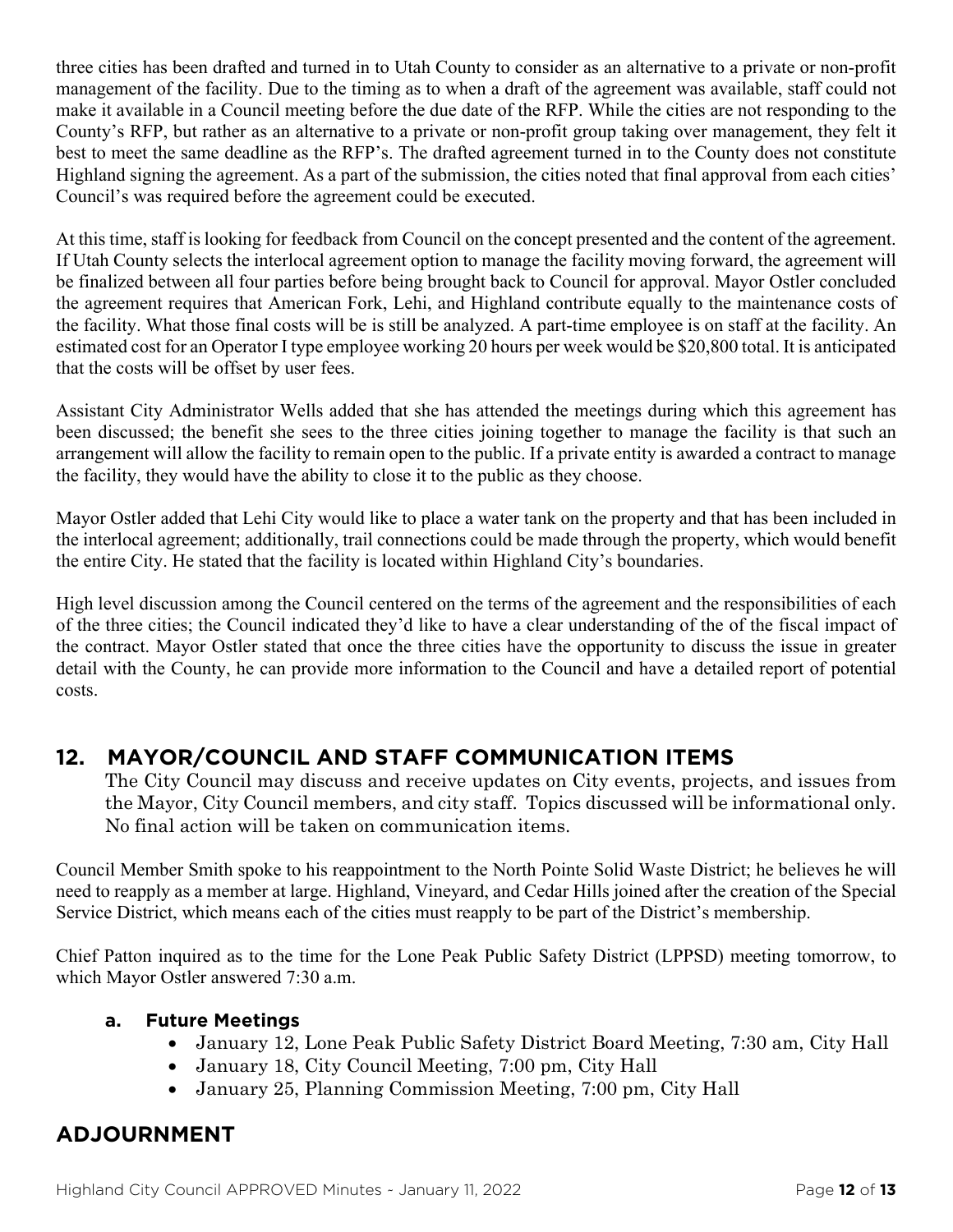three cities has been drafted and turned in to Utah County to consider as an alternative to a private or non-profit management of the facility. Due to the timing as to when a draft of the agreement was available, staff could not make it available in a Council meeting before the due date of the RFP. While the cities are not responding to the County's RFP, but rather as an alternative to a private or non-profit group taking over management, they felt it best to meet the same deadline as the RFP's. The drafted agreement turned in to the County does not constitute Highland signing the agreement. As a part of the submission, the cities noted that final approval from each cities' Council's was required before the agreement could be executed.

At this time, staff is looking for feedback from Council on the concept presented and the content of the agreement. If Utah County selects the interlocal agreement option to manage the facility moving forward, the agreement will be finalized between all four parties before being brought back to Council for approval. Mayor Ostler concluded the agreement requires that American Fork, Lehi, and Highland contribute equally to the maintenance costs of the facility. What those final costs will be is still be analyzed. A part-time employee is on staff at the facility. An estimated cost for an Operator I type employee working 20 hours per week would be $20,800 total. It is anticipated that the costs will be offset by user fees.

Assistant City Administrator Wells added that she has attended the meetings during which this agreement has been discussed; the benefit she sees to the three cities joining together to manage the facility is that such an arrangement will allow the facility to remain open to the public. If a private entity is awarded a contract to manage the facility, they would have the ability to close it to the public as they choose.

Mayor Ostler added that Lehi City would like to place a water tank on the property and that has been included in the interlocal agreement; additionally, trail connections could be made through the property, which would benefit the entire City. He stated that the facility is located within Highland City's boundaries.

High level discussion among the Council centered on the terms of the agreement and the responsibilities of each of the three cities; the Council indicated they'd like to have a clear understanding of the of the fiscal impact of the contract. Mayor Ostler stated that once the three cities have the opportunity to discuss the issue in greater detail with the County, he can provide more information to the Council and have a detailed report of potential costs.

## 12. MAYOR/COUNCIL AND STAFF COMMUNICATION ITEMS

The City Council may discuss and receive updates on City events, projects, and issues from the Mayor, City Council members, and city staff. Topics discussed will be informational only. No final action will be taken on communication items.

Council Member Smith spoke to his reappointment to the North Pointe Solid Waste District; he believes he will need to reapply as a member at large. Highland, Vineyard, and Cedar Hills joined after the creation of the Special Service District, which means each of the cities must reapply to be part of the District's membership.

Chief Patton inquired as to the time for the Lone Peak Public Safety District (LPPSD) meeting tomorrow, to which Mayor Ostler answered 7:30 a.m.

### a. Future Meetings

- January 12, Lone Peak Public Safety District Board Meeting, 7:30 am, City Hall
- January 18, City Council Meeting, 7:00 pm, City Hall
- January 25, Planning Commission Meeting, 7:00 pm, City Hall

## ADJOURNMENT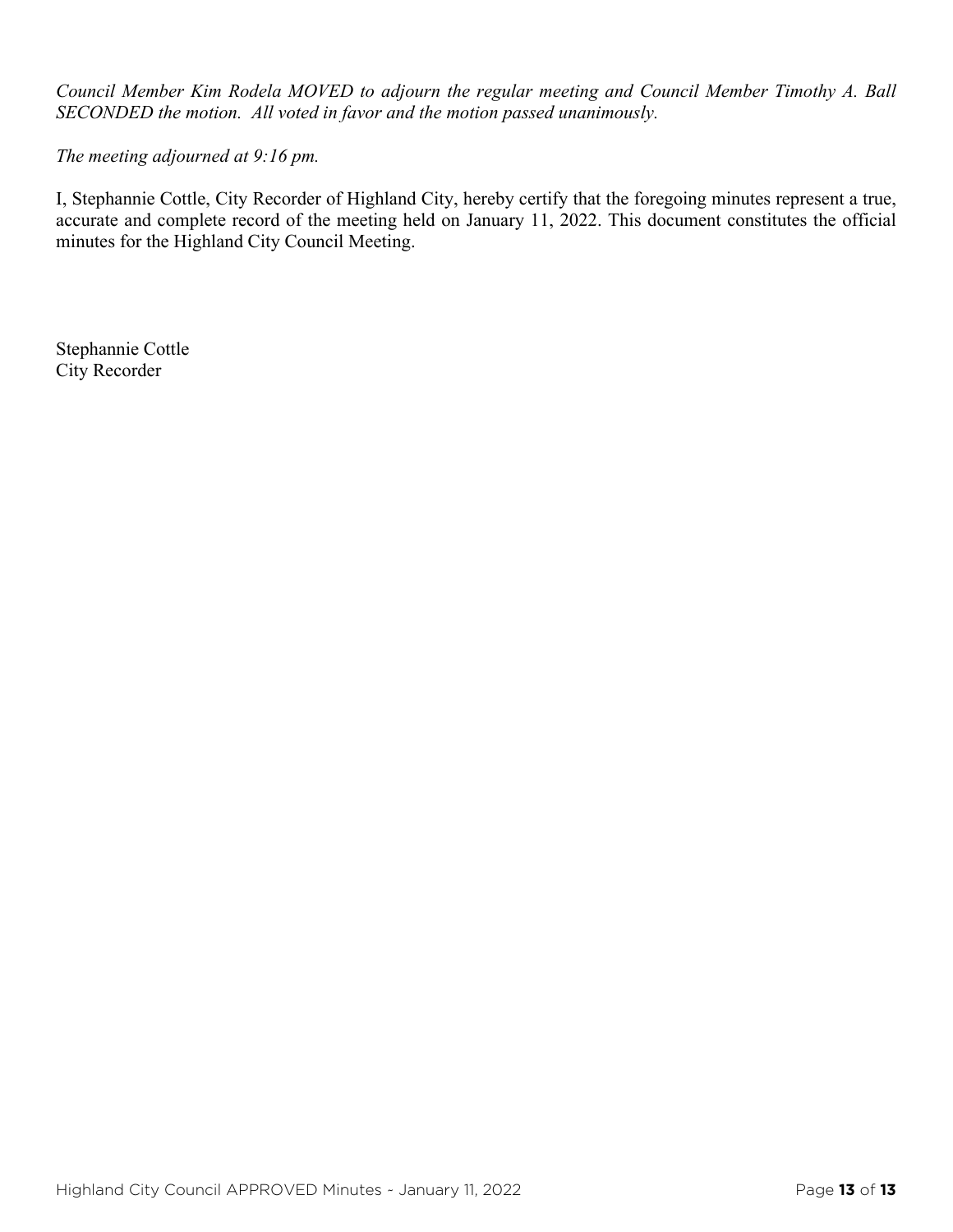*Council Member Kim Rodela MOVED to adjourn the regular meeting and Council Member Timothy A. Ball SECONDED the motion. All voted in favor and the motion passed unanimously.*

*The meeting adjourned at 9:16 pm.*

I, Stephannie Cottle, City Recorder of Highland City, hereby certify that the foregoing minutes represent a true, accurate and complete record of the meeting held on January 11, 2022. This document constitutes the official minutes for the Highland City Council Meeting.

Stephannie Cottle
City Recorder